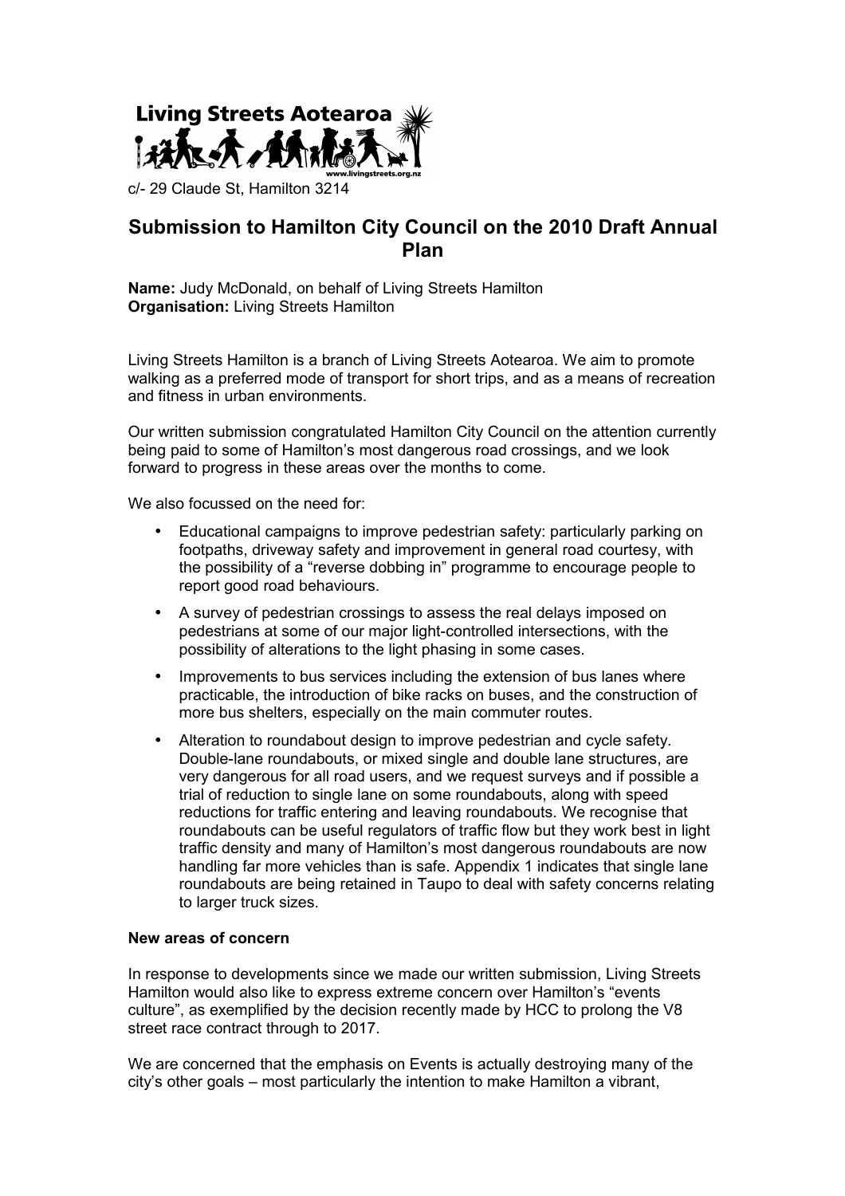Living Streets Aotearoa

www.livingstreets.org.nz

c/- 29 Claude St, Hamilton 3214

# Submission to Hamilton City Council on the 2010 Draft Annual Plan

**Name:** Judy McDonald, on behalf of Living Streets Hamilton
**Organisation:** Living Streets Hamilton

Living Streets Hamilton is a branch of Living Streets Aotearoa. We aim to promote walking as a preferred mode of transport for short trips, and as a means of recreation and fitness in urban environments.

Our written submission congratulated Hamilton City Council on the attention currently being paid to some of Hamilton's most dangerous road crossings, and we look forward to progress in these areas over the months to come.

We also focussed on the need for:

- Educational campaigns to improve pedestrian safety: particularly parking on footpaths, driveway safety and improvement in general road courtesy, with the possibility of a "reverse dobbing in" programme to encourage people to report good road behaviours.
- A survey of pedestrian crossings to assess the real delays imposed on pedestrians at some of our major light-controlled intersections, with the possibility of alterations to the light phasing in some cases.
- Improvements to bus services including the extension of bus lanes where practicable, the introduction of bike racks on buses, and the construction of more bus shelters, especially on the main commuter routes.
- Alteration to roundabout design to improve pedestrian and cycle safety. Double-lane roundabouts, or mixed single and double lane structures, are very dangerous for all road users, and we request surveys and if possible a trial of reduction to single lane on some roundabouts, along with speed reductions for traffic entering and leaving roundabouts. We recognise that roundabouts can be useful regulators of traffic flow but they work best in light traffic density and many of Hamilton's most dangerous roundabouts are now handling far more vehicles than is safe. Appendix 1 indicates that single lane roundabouts are being retained in Taupo to deal with safety concerns relating to larger truck sizes.

**New areas of concern**

In response to developments since we made our written submission, Living Streets Hamilton would also like to express extreme concern over Hamilton's "events culture", as exemplified by the decision recently made by HCC to prolong the V8 street race contract through to 2017.

We are concerned that the emphasis on Events is actually destroying many of the city's other goals – most particularly the intention to make Hamilton a vibrant,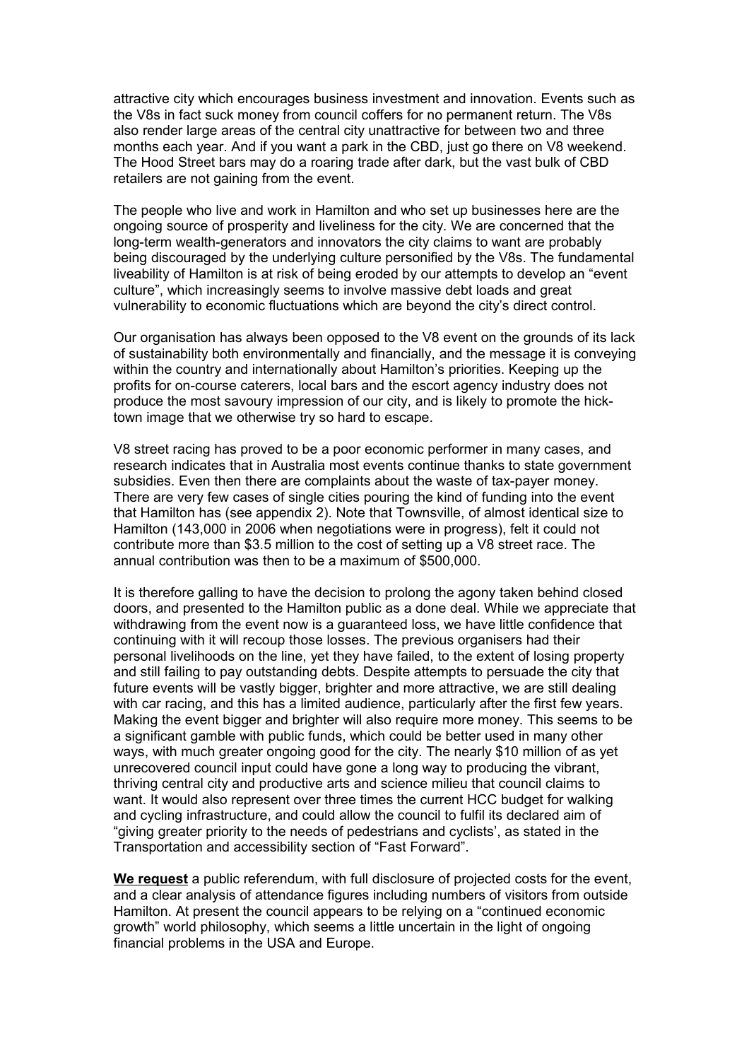attractive city which encourages business investment and innovation. Events such as the V8s in fact suck money from council coffers for no permanent return. The V8s also render large areas of the central city unattractive for between two and three months each year. And if you want a park in the CBD, just go there on V8 weekend. The Hood Street bars may do a roaring trade after dark, but the vast bulk of CBD retailers are not gaining from the event.

The people who live and work in Hamilton and who set up businesses here are the ongoing source of prosperity and liveliness for the city. We are concerned that the long-term wealth-generators and innovators the city claims to want are probably being discouraged by the underlying culture personified by the V8s. The fundamental liveability of Hamilton is at risk of being eroded by our attempts to develop an "event culture", which increasingly seems to involve massive debt loads and great vulnerability to economic fluctuations which are beyond the city's direct control.

Our organisation has always been opposed to the V8 event on the grounds of its lack of sustainability both environmentally and financially, and the message it is conveying within the country and internationally about Hamilton's priorities. Keeping up the profits for on-course caterers, local bars and the escort agency industry does not produce the most savoury impression of our city, and is likely to promote the hick-town image that we otherwise try so hard to escape.

V8 street racing has proved to be a poor economic performer in many cases, and research indicates that in Australia most events continue thanks to state government subsidies. Even then there are complaints about the waste of tax-payer money. There are very few cases of single cities pouring the kind of funding into the event that Hamilton has (see appendix 2). Note that Townsville, of almost identical size to Hamilton (143,000 in 2006 when negotiations were in progress), felt it could not contribute more than $3.5 million to the cost of setting up a V8 street race. The annual contribution was then to be a maximum of $500,000.

It is therefore galling to have the decision to prolong the agony taken behind closed doors, and presented to the Hamilton public as a done deal. While we appreciate that withdrawing from the event now is a guaranteed loss, we have little confidence that continuing with it will recoup those losses. The previous organisers had their personal livelihoods on the line, yet they have failed, to the extent of losing property and still failing to pay outstanding debts. Despite attempts to persuade the city that future events will be vastly bigger, brighter and more attractive, we are still dealing with car racing, and this has a limited audience, particularly after the first few years. Making the event bigger and brighter will also require more money. This seems to be a significant gamble with public funds, which could be better used in many other ways, with much greater ongoing good for the city. The nearly $10 million of as yet unrecovered council input could have gone a long way to producing the vibrant, thriving central city and productive arts and science milieu that council claims to want. It would also represent over three times the current HCC budget for walking and cycling infrastructure, and could allow the council to fulfil its declared aim of "giving greater priority to the needs of pedestrians and cyclists', as stated in the Transportation and accessibility section of "Fast Forward".

**We request** a public referendum, with full disclosure of projected costs for the event, and a clear analysis of attendance figures including numbers of visitors from outside Hamilton. At present the council appears to be relying on a "continued economic growth" world philosophy, which seems a little uncertain in the light of ongoing financial problems in the USA and Europe.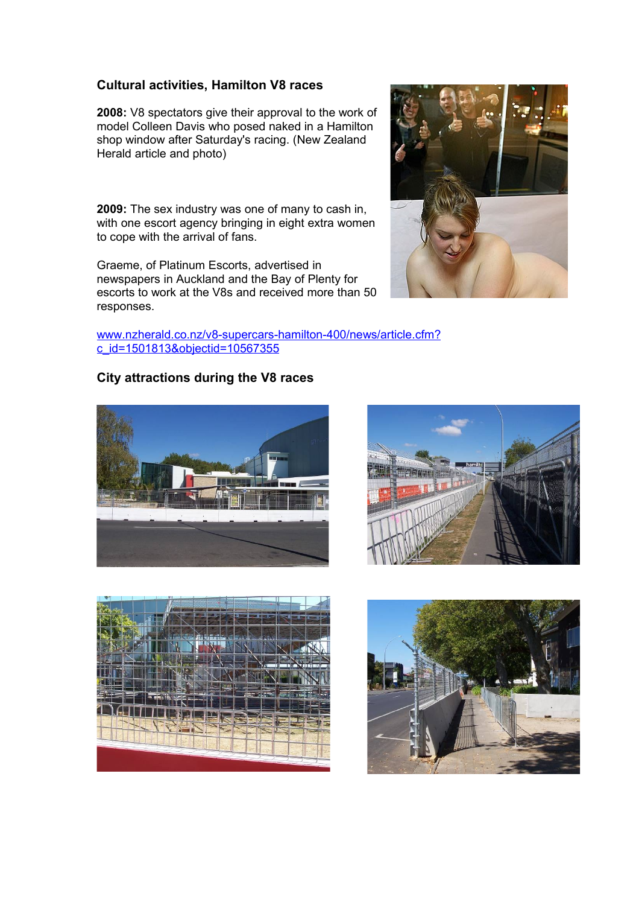### Cultural activities, Hamilton V8 races

**2008:** V8 spectators give their approval to the work of model Colleen Davis who posed naked in a Hamilton shop window after Saturday's racing. (New Zealand Herald article and photo)

**2009:** The sex industry was one of many to cash in, with one escort agency bringing in eight extra women to cope with the arrival of fans.

Graeme, of Platinum Escorts, advertised in newspapers in Auckland and the Bay of Plenty for escorts to work at the V8s and received more than 50 responses.

[www.nzherald.co.nz/v8-supercars-hamilton-400/news/article.cfm?c_id=1501813&objectid=10567355](www.nzherald.co.nz/v8-supercars-hamilton-400/news/article.cfm?c_id=1501813&objectid=10567355)

### City attractions during the V8 races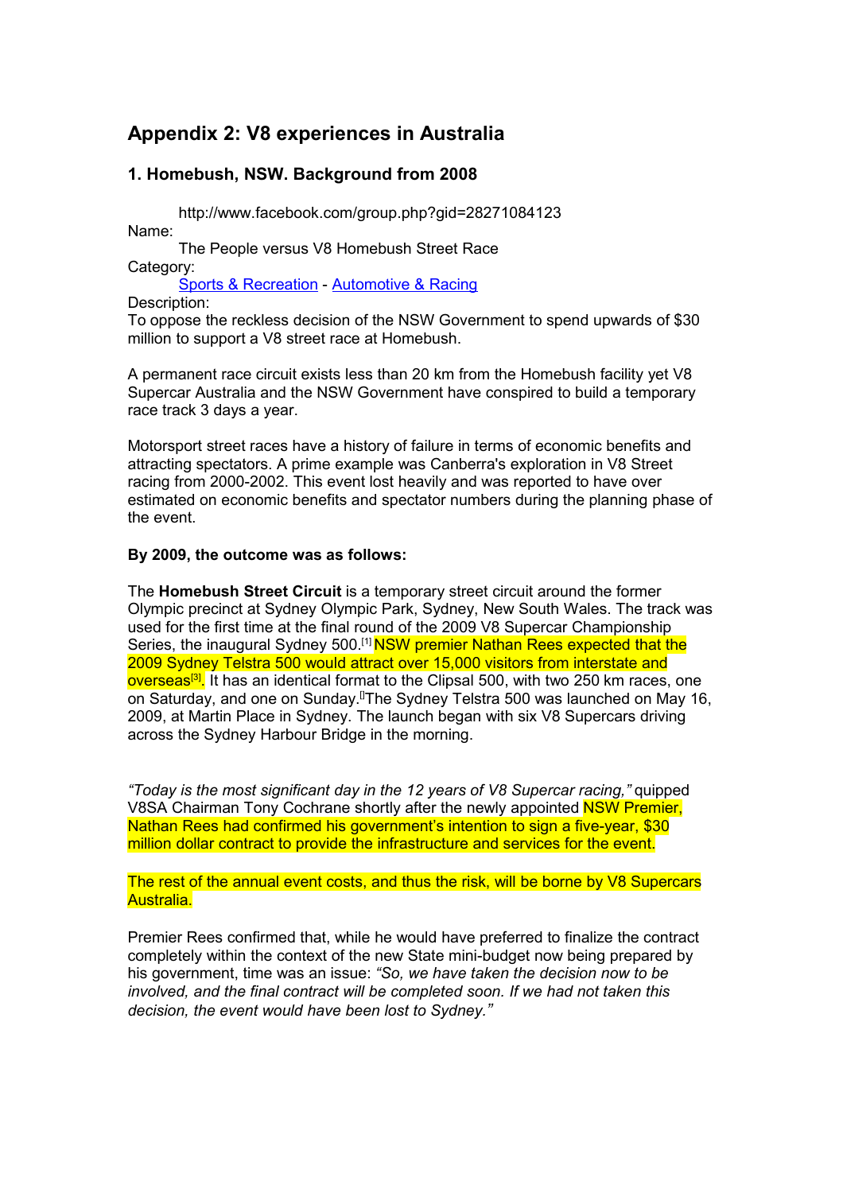## Appendix 2: V8 experiences in Australia

### 1. Homebush, NSW. Background from 2008

http://www.facebook.com/group.php?gid=28271084123

Name:

The People versus V8 Homebush Street Race

Category:

Sports & Recreation - Automotive & Racing

Description:

To oppose the reckless decision of the NSW Government to spend upwards of $30 million to support a V8 street race at Homebush.

A permanent race circuit exists less than 20 km from the Homebush facility yet V8 Supercar Australia and the NSW Government have conspired to build a temporary race track 3 days a year.

Motorsport street races have a history of failure in terms of economic benefits and attracting spectators. A prime example was Canberra's exploration in V8 Street racing from 2000-2002. This event lost heavily and was reported to have over estimated on economic benefits and spectator numbers during the planning phase of the event.

**By 2009, the outcome was as follows:**

The **Homebush Street Circuit** is a temporary street circuit around the former Olympic precinct at Sydney Olympic Park, Sydney, New South Wales. The track was used for the first time at the final round of the 2009 V8 Supercar Championship Series, the inaugural Sydney 500.[1] NSW premier Nathan Rees expected that the 2009 Sydney Telstra 500 would attract over 15,000 visitors from interstate and overseas[3]. It has an identical format to the Clipsal 500, with two 250 km races, one on Saturday, and one on Sunday.[]The Sydney Telstra 500 was launched on May 16, 2009, at Martin Place in Sydney. The launch began with six V8 Supercars driving across the Sydney Harbour Bridge in the morning.

*"Today is the most significant day in the 12 years of V8 Supercar racing,"* quipped V8SA Chairman Tony Cochrane shortly after the newly appointed NSW Premier, Nathan Rees had confirmed his government's intention to sign a five-year, $30 million dollar contract to provide the infrastructure and services for the event.

The rest of the annual event costs, and thus the risk, will be borne by V8 Supercars Australia.

Premier Rees confirmed that, while he would have preferred to finalize the contract completely within the context of the new State mini-budget now being prepared by his government, time was an issue: *"So, we have taken the decision now to be involved, and the final contract will be completed soon. If we had not taken this decision, the event would have been lost to Sydney."*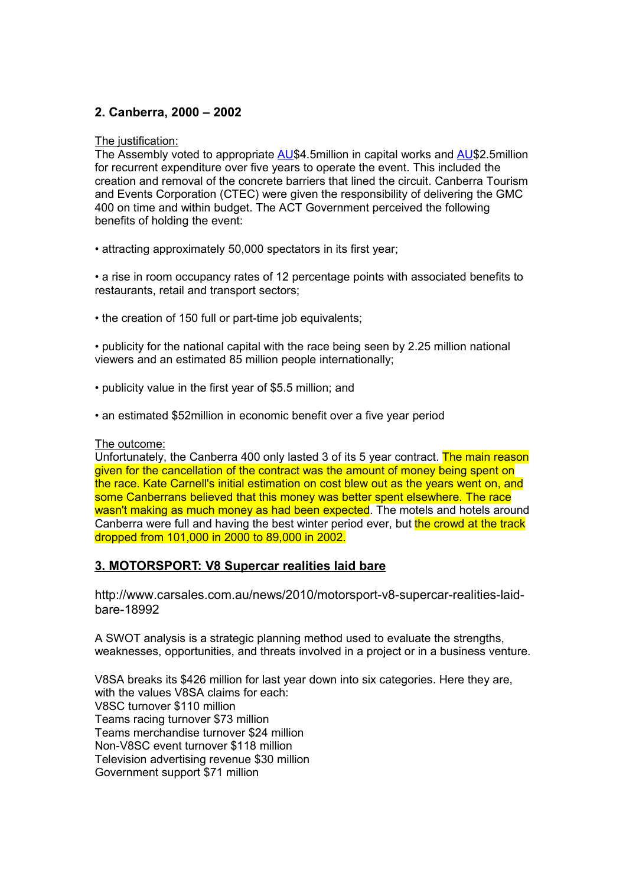## 2. Canberra, 2000 – 2002

The justification:

The Assembly voted to appropriate AU$4.5million in capital works and AU$2.5million for recurrent expenditure over five years to operate the event. This included the creation and removal of the concrete barriers that lined the circuit. Canberra Tourism and Events Corporation (CTEC) were given the responsibility of delivering the GMC 400 on time and within budget. The ACT Government perceived the following benefits of holding the event:

- attracting approximately 50,000 spectators in its first year;
- a rise in room occupancy rates of 12 percentage points with associated benefits to restaurants, retail and transport sectors;
- the creation of 150 full or part-time job equivalents;
- publicity for the national capital with the race being seen by 2.25 million national viewers and an estimated 85 million people internationally;
- publicity value in the first year of $5.5 million; and
- an estimated $52million in economic benefit over a five year period

The outcome:

Unfortunately, the Canberra 400 only lasted 3 of its 5 year contract. The main reason given for the cancellation of the contract was the amount of money being spent on the race. Kate Carnell's initial estimation on cost blew out as the years went on, and some Canberrans believed that this money was better spent elsewhere. The race wasn't making as much money as had been expected. The motels and hotels around Canberra were full and having the best winter period ever, but the crowd at the track dropped from 101,000 in 2000 to 89,000 in 2002.

## 3. MOTORSPORT: V8 Supercar realities laid bare

http://www.carsales.com.au/news/2010/motorsport-v8-supercar-realities-laid-bare-18992

A SWOT analysis is a strategic planning method used to evaluate the strengths, weaknesses, opportunities, and threats involved in a project or in a business venture.

V8SA breaks its $426 million for last year down into six categories. Here they are, with the values V8SA claims for each:
V8SC turnover $110 million
Teams racing turnover $73 million
Teams merchandise turnover $24 million
Non-V8SC event turnover $118 million
Television advertising revenue $30 million
Government support $71 million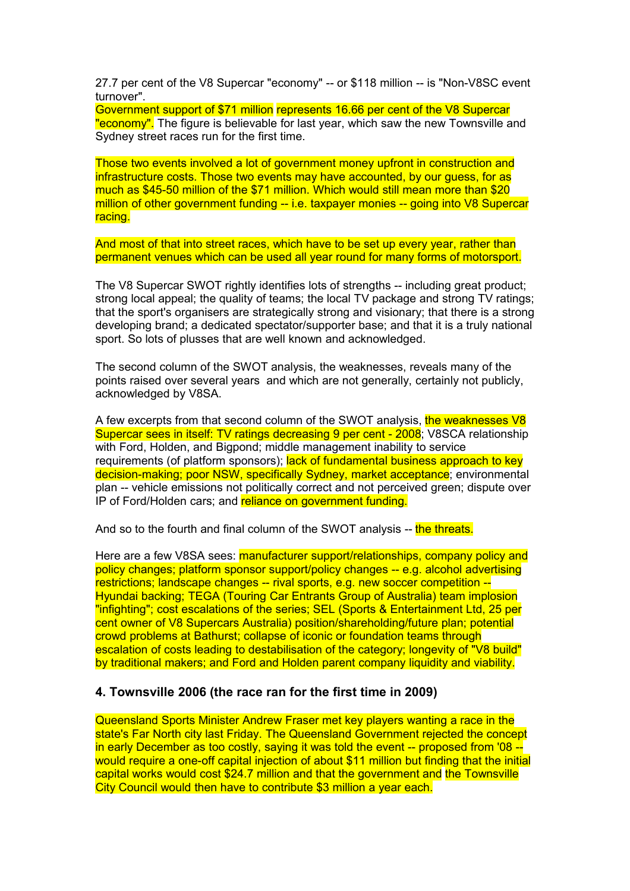27.7 per cent of the V8 Supercar "economy" -- or $118 million -- is "Non-V8SC event turnover".
Government support of $71 million represents 16.66 per cent of the V8 Supercar "economy". The figure is believable for last year, which saw the new Townsville and Sydney street races run for the first time.

Those two events involved a lot of government money upfront in construction and infrastructure costs. Those two events may have accounted, by our guess, for as much as $45-50 million of the $71 million. Which would still mean more than $20 million of other government funding -- i.e. taxpayer monies -- going into V8 Supercar racing.

And most of that into street races, which have to be set up every year, rather than permanent venues which can be used all year round for many forms of motorsport.

The V8 Supercar SWOT rightly identifies lots of strengths -- including great product; strong local appeal; the quality of teams; the local TV package and strong TV ratings; that the sport's organisers are strategically strong and visionary; that there is a strong developing brand; a dedicated spectator/supporter base; and that it is a truly national sport. So lots of plusses that are well known and acknowledged.

The second column of the SWOT analysis, the weaknesses, reveals many of the points raised over several years and which are not generally, certainly not publicly, acknowledged by V8SA.

A few excerpts from that second column of the SWOT analysis, the weaknesses V8 Supercar sees in itself: TV ratings decreasing 9 per cent - 2008; V8SCA relationship with Ford, Holden, and Bigpond; middle management inability to service requirements (of platform sponsors); lack of fundamental business approach to key decision-making; poor NSW, specifically Sydney, market acceptance; environmental plan -- vehicle emissions not politically correct and not perceived green; dispute over IP of Ford/Holden cars; and reliance on government funding.

And so to the fourth and final column of the SWOT analysis -- the threats.

Here are a few V8SA sees: manufacturer support/relationships, company policy and policy changes; platform sponsor support/policy changes -- e.g. alcohol advertising restrictions; landscape changes -- rival sports, e.g. new soccer competition -- Hyundai backing; TEGA (Touring Car Entrants Group of Australia) team implosion "infighting"; cost escalations of the series; SEL (Sports & Entertainment Ltd, 25 per cent owner of V8 Supercars Australia) position/shareholding/future plan; potential crowd problems at Bathurst; collapse of iconic or foundation teams through escalation of costs leading to destabilisation of the category; longevity of "V8 build" by traditional makers; and Ford and Holden parent company liquidity and viability.

### 4. Townsville 2006 (the race ran for the first time in 2009)

Queensland Sports Minister Andrew Fraser met key players wanting a race in the state's Far North city last Friday. The Queensland Government rejected the concept in early December as too costly, saying it was told the event -- proposed from '08 -- would require a one-off capital injection of about $11 million but finding that the initial capital works would cost $24.7 million and that the government and the Townsville City Council would then have to contribute $3 million a year each.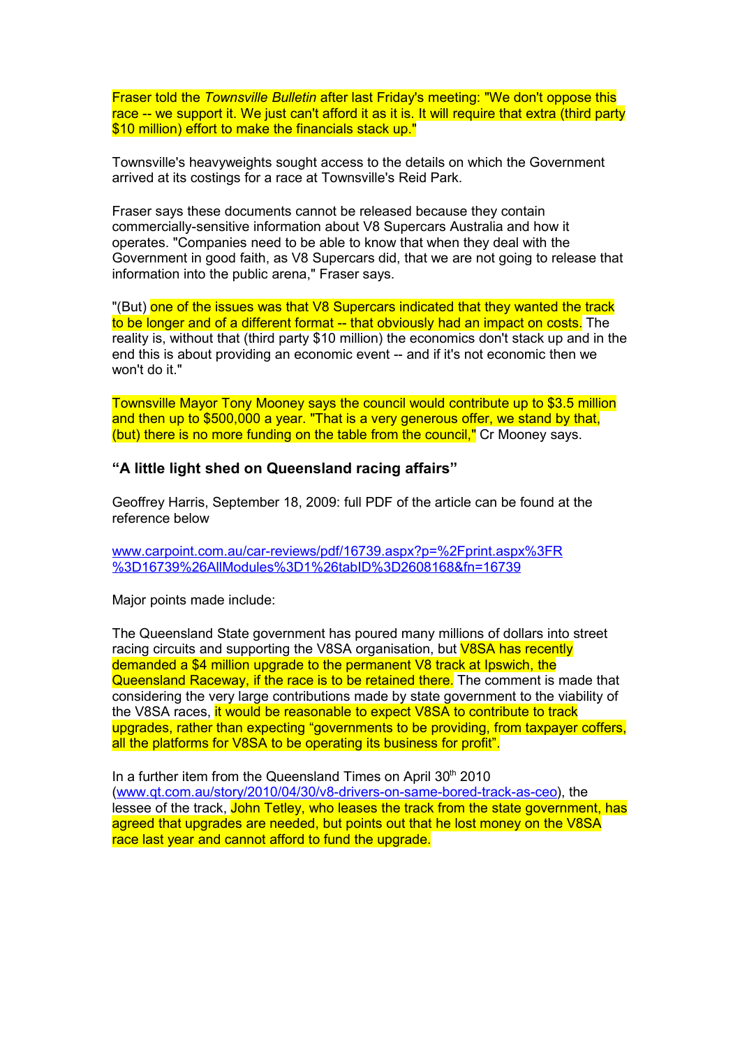Fraser told the *Townsville Bulletin* after last Friday's meeting: "We don't oppose this race -- we support it. We just can't afford it as it is. It will require that extra (third party $10 million) effort to make the financials stack up."

Townsville's heavyweights sought access to the details on which the Government arrived at its costings for a race at Townsville's Reid Park.

Fraser says these documents cannot be released because they contain commercially-sensitive information about V8 Supercars Australia and how it operates. "Companies need to be able to know that when they deal with the Government in good faith, as V8 Supercars did, that we are not going to release that information into the public arena," Fraser says.

"(But) one of the issues was that V8 Supercars indicated that they wanted the track to be longer and of a different format -- that obviously had an impact on costs. The reality is, without that (third party $10 million) the economics don't stack up and in the end this is about providing an economic event -- and if it's not economic then we won't do it."

Townsville Mayor Tony Mooney says the council would contribute up to $3.5 million and then up to $500,000 a year. "That is a very generous offer, we stand by that, (but) there is no more funding on the table from the council," Cr Mooney says.

### "A little light shed on Queensland racing affairs"

Geoffrey Harris, September 18, 2009: full PDF of the article can be found at the reference below

www.carpoint.com.au/car-reviews/pdf/16739.aspx?p=%2Fprint.aspx%3FR%3D16739%26AllModules%3D1%26tabID%3D2608168&fn=16739

Major points made include:

The Queensland State government has poured many millions of dollars into street racing circuits and supporting the V8SA organisation, but V8SA has recently demanded a $4 million upgrade to the permanent V8 track at Ipswich, the Queensland Raceway, if the race is to be retained there. The comment is made that considering the very large contributions made by state government to the viability of the V8SA races, it would be reasonable to expect V8SA to contribute to track upgrades, rather than expecting "governments to be providing, from taxpayer coffers, all the platforms for V8SA to be operating its business for profit".

In a further item from the Queensland Times on April 30th 2010 (www.qt.com.au/story/2010/04/30/v8-drivers-on-same-bored-track-as-ceo), the lessee of the track, John Tetley, who leases the track from the state government, has agreed that upgrades are needed, but points out that he lost money on the V8SA race last year and cannot afford to fund the upgrade.